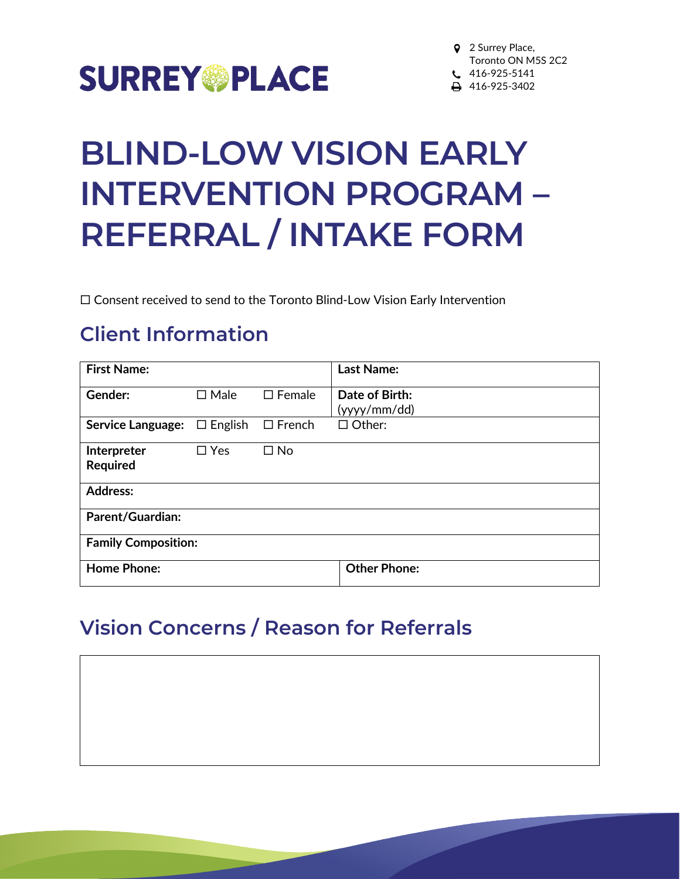SURREY PLACE

2 Surrey Place,
Toronto ON M5S 2C2
416-925-5141
416-925-3402

# BLIND-LOW VISION EARLY INTERVENTION PROGRAM – REFERRAL / INTAKE FORM

☐ Consent received to send to the Toronto Blind-Low Vision Early Intervention

## Client Information

| **First Name:** | | | **Last Name:** |
|---|---|---|---|
| **Gender:** | ☐ Male | ☐ Female | **Date of Birth:** (yyyy/mm/dd) |
| **Service Language:** | ☐ English | ☐ French | ☐ Other: |
| **Interpreter Required** | ☐ Yes | ☐ No | |
| **Address:** | | | |
| **Parent/Guardian:** | | | |
| **Family Composition:** | | | |
| **Home Phone:** | | | **Other Phone:** |

## Vision Concerns / Reason for Referrals

| |
|---|
| |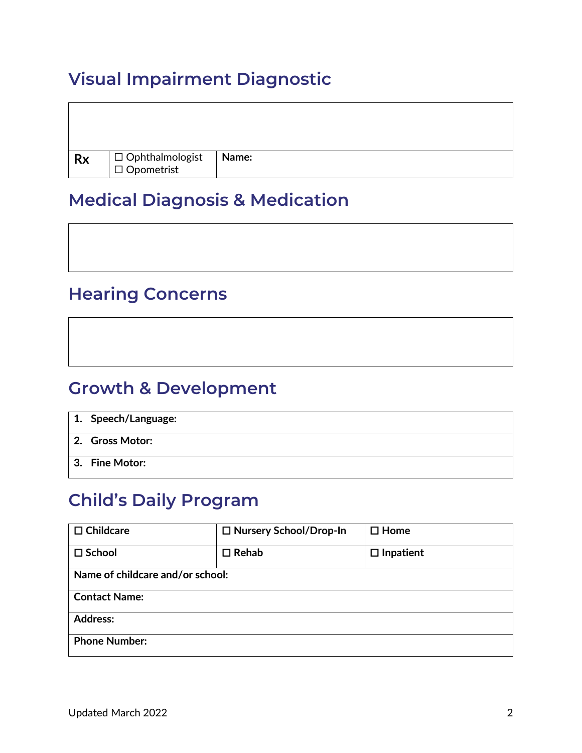## Visual Impairment Diagnostic

| | | |
|---|---|---|
| | | |
| **Rx** | ☐ Ophthalmologist<br>☐ Opometrist | **Name:** |

## Medical Diagnosis & Medication

| |
|---|
| |

## Hearing Concerns

| |
|---|
| |

## Growth & Development

| |
|---|
| **1. Speech/Language:** |
| **2. Gross Motor:** |
| **3. Fine Motor:** |

## Child's Daily Program

| | | |
|---|---|---|
| **☐ Childcare** | **☐ Nursery School/Drop-In** | **☐ Home** |
| **☐ School** | **☐ Rehab** | **☐ Inpatient** |
| **Name of childcare and/or school:** | | |
| **Contact Name:** | | |
| **Address:** | | |
| **Phone Number:** | | |

Updated March 2022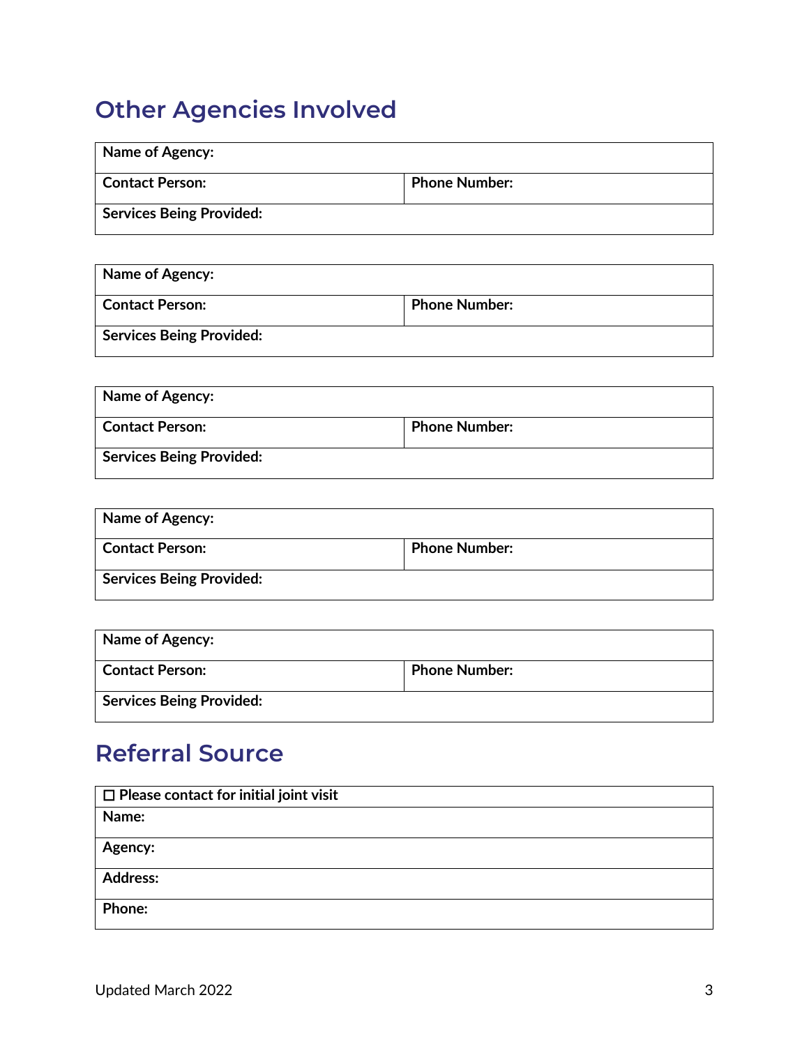## Other Agencies Involved

| | |
|---|---|
| **Name of Agency:** | |
| **Contact Person:** | **Phone Number:** |
| **Services Being Provided:** | |

| | |
|---|---|
| **Name of Agency:** | |
| **Contact Person:** | **Phone Number:** |
| **Services Being Provided:** | |

| | |
|---|---|
| **Name of Agency:** | |
| **Contact Person:** | **Phone Number:** |
| **Services Being Provided:** | |

| | |
|---|---|
| **Name of Agency:** | |
| **Contact Person:** | **Phone Number:** |
| **Services Being Provided:** | |

| | |
|---|---|
| **Name of Agency:** | |
| **Contact Person:** | **Phone Number:** |
| **Services Being Provided:** | |

## Referral Source

| |
|---|
| ☐ **Please contact for initial joint visit** |
| **Name:** |
| **Agency:** |
| **Address:** |
| **Phone:** |

Updated March 2022